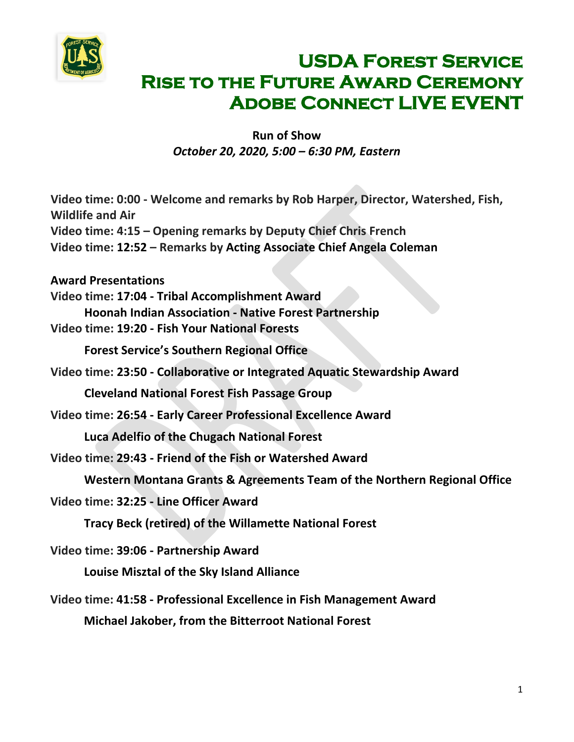# USDA Forest Service
# Rise to the Future Award Ceremony
# Adobe Connect LIVE EVENT

**Run of Show**
*October 20, 2020, 5:00 – 6:30 PM, Eastern*

**Video time: 0:00 - Welcome and remarks by Rob Harper, Director, Watershed, Fish, Wildlife and Air**
**Video time: 4:15 – Opening remarks by Deputy Chief Chris French**
**Video time: 12:52 – Remarks by Acting Associate Chief Angela Coleman**

**Award Presentations**

**Video time: 17:04 - Tribal Accomplishment Award**
**Hoonah Indian Association - Native Forest Partnership**

**Video time: 19:20 - Fish Your National Forests**
**Forest Service's Southern Regional Office**

**Video time: 23:50 - Collaborative or Integrated Aquatic Stewardship Award**
**Cleveland National Forest Fish Passage Group**

**Video time: 26:54 - Early Career Professional Excellence Award**
**Luca Adelfio of the Chugach National Forest**

**Video time: 29:43 - Friend of the Fish or Watershed Award**
**Western Montana Grants & Agreements Team of the Northern Regional Office**

**Video time: 32:25 - Line Officer Award**
**Tracy Beck (retired) of the Willamette National Forest**

**Video time: 39:06 - Partnership Award**
**Louise Misztal of the Sky Island Alliance**

**Video time: 41:58 - Professional Excellence in Fish Management Award**
**Michael Jakober, from the Bitterroot National Forest**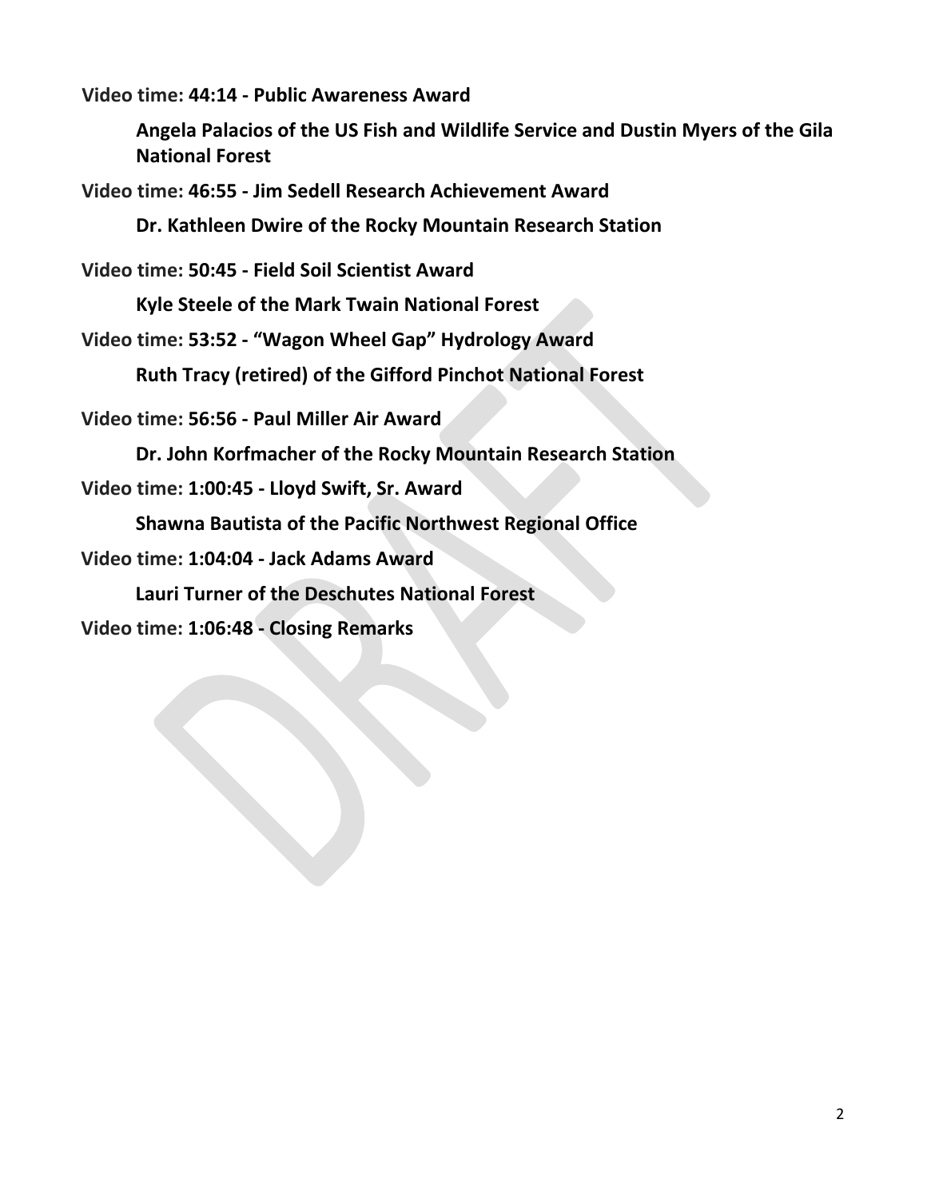**Video time: 44:14 - Public Awareness Award**

> **Angela Palacios of the US Fish and Wildlife Service and Dustin Myers of the Gila National Forest**

**Video time: 46:55 - Jim Sedell Research Achievement Award**

> **Dr. Kathleen Dwire of the Rocky Mountain Research Station**

**Video time: 50:45 - Field Soil Scientist Award**

> **Kyle Steele of the Mark Twain National Forest**

**Video time: 53:52 - "Wagon Wheel Gap" Hydrology Award**

> **Ruth Tracy (retired) of the Gifford Pinchot National Forest**

**Video time: 56:56 - Paul Miller Air Award**

> **Dr. John Korfmacher of the Rocky Mountain Research Station**

**Video time: 1:00:45 - Lloyd Swift, Sr. Award**

> **Shawna Bautista of the Pacific Northwest Regional Office**

**Video time: 1:04:04 - Jack Adams Award**

> **Lauri Turner of the Deschutes National Forest**

**Video time: 1:06:48 - Closing Remarks**